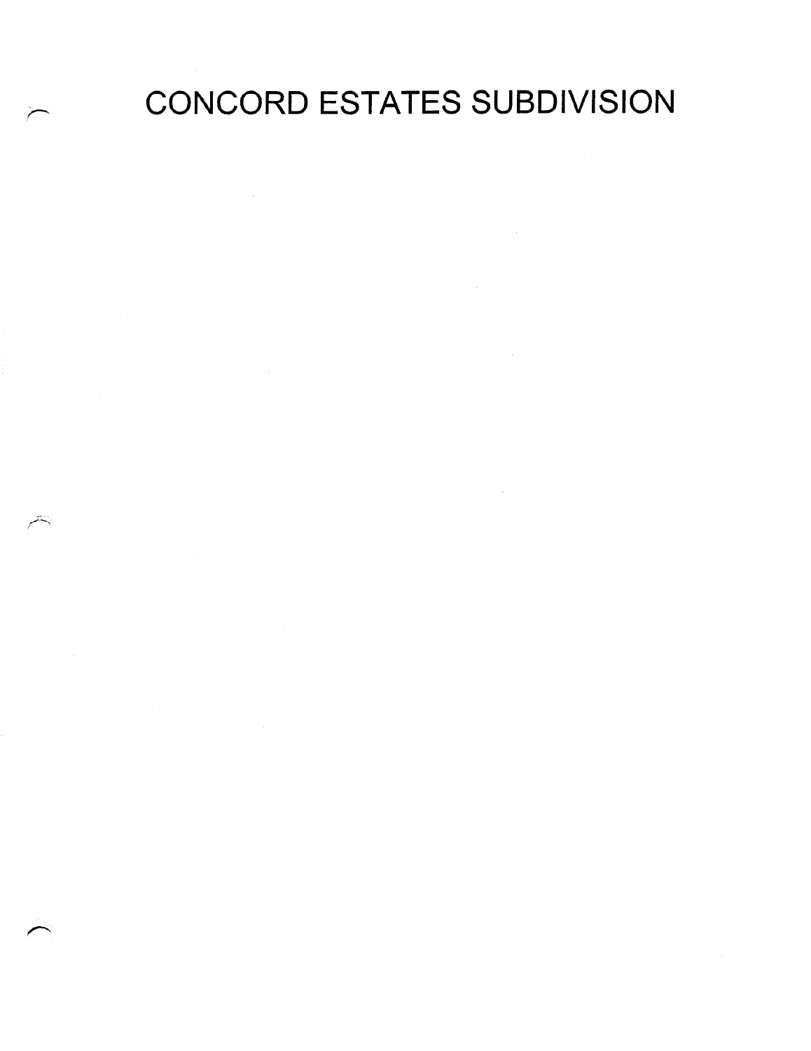# CONCORD ESTATES SUBDIVISION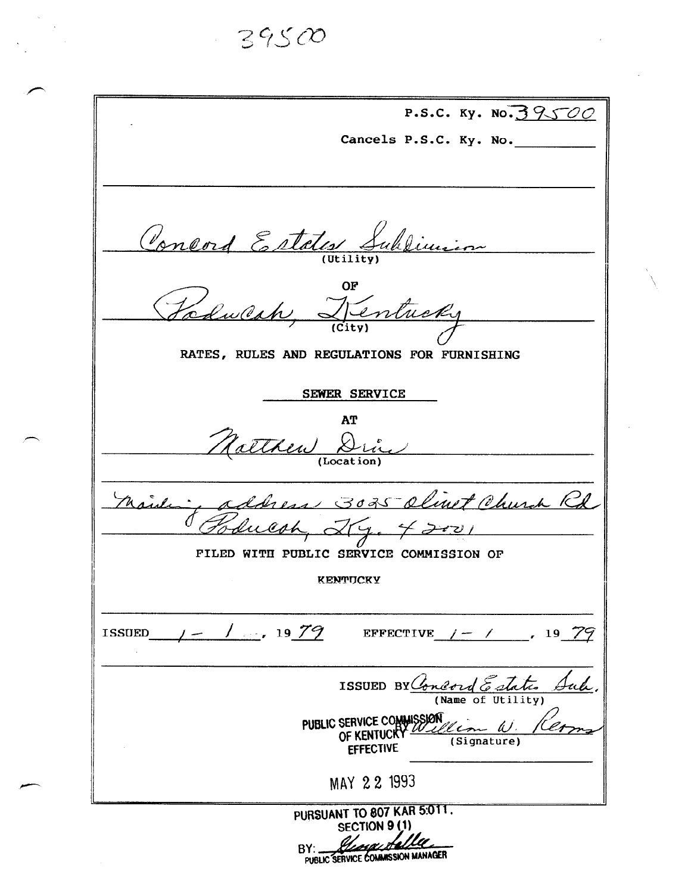39500

P.S.C. Ky. No. 39500

Cancels P.S.C. Ky. No. ________

Concord Estates Subdivision
(Utility)

OF

Paducah, Kentucky
(City)

RATES, RULES AND REGULATIONS FOR FURNISHING

SEWER SERVICE

AT

Matthew Drive
(Location)

Mailing address 3025 Olivet Church Rd
Paducah, Ky. 42001

FILED WITH PUBLIC SERVICE COMMISSION OF

KENTUCKY

ISSUED 1-1, 1979 EFFECTIVE 1-1, 1979

ISSUED BY Concord Estates Sub.
(Name of Utility)

BY William W. Reams
(Signature)

PUBLIC SERVICE COMMISSION
OF KENTUCKY
EFFECTIVE

MAY 22 1993

PURSUANT TO 807 KAR 5:011.
SECTION 9 (1)
BY: [signature]
PUBLIC SERVICE COMMISSION MANAGER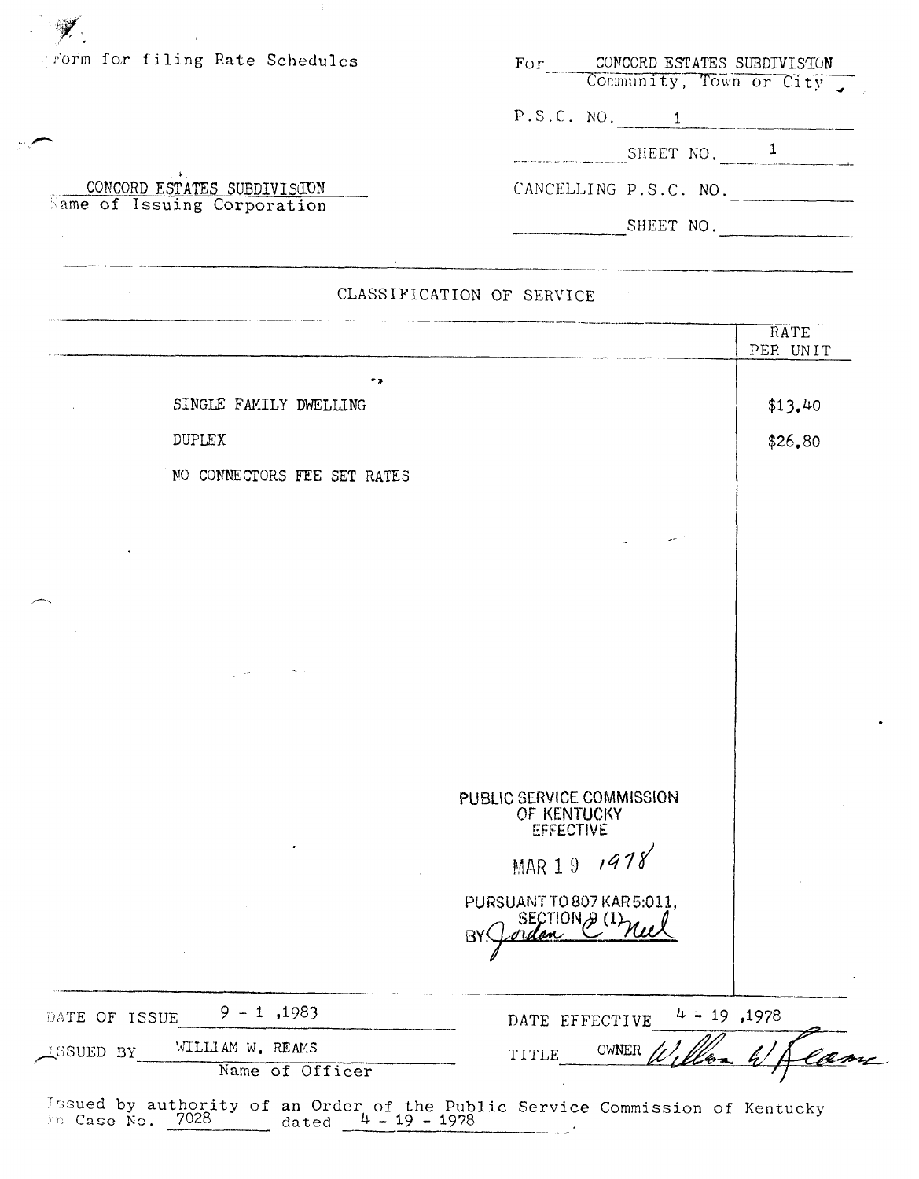Form for filing Rate Schedules

For CONCORD ESTATES SUBDIVISION
Community, Town or City

P.S.C. NO. 1

SHEET NO. 1

CONCORD ESTATES SUBDIVISION
Name of Issuing Corporation

CANCELLING P.S.C. NO.

SHEET NO.

## CLASSIFICATION OF SERVICE

| | RATE PER UNIT |
|---|---|
| SINGLE FAMILY DWELLING | $13.40 |
| DUPLEX | $26.80 |
| NO CONNECTORS FEE SET RATES | |

PUBLIC SERVICE COMMISSION
OF KENTUCKY
EFFECTIVE
MAR 19 1978
PURSUANT TO 807 KAR 5:011,
SECTION 9 (1)
BY: Jordan C. Neel

DATE OF ISSUE 9 - 1 ,1983

DATE EFFECTIVE 4 - 19 ,1978

ISSUED BY WILLIAM W. REAMS
Name of Officer

TITLE OWNER William W Reams

Issued by authority of an Order of the Public Service Commission of Kentucky in Case No. 7028 dated 4 - 19 - 1978 .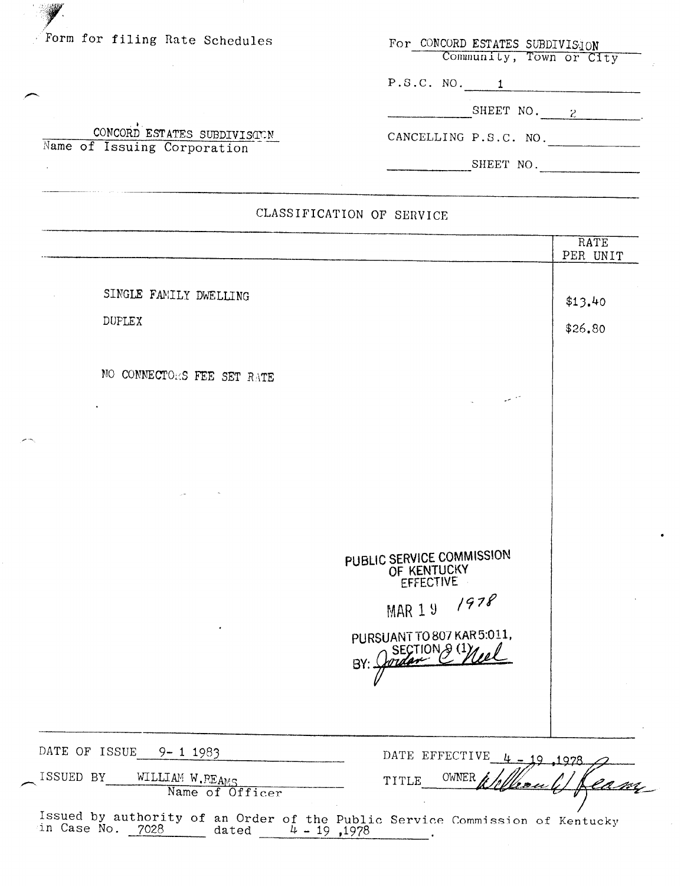Form for filing Rate Schedules

For CONCORD ESTATES SUBDIVISION
Community, Town or City

P.S.C. NO. 1

SHEET NO. 2

CONCORD ESTATES SUBDIVISION
Name of Issuing Corporation

CANCELLING P.S.C. NO.

SHEET NO.

## CLASSIFICATION OF SERVICE

| | RATE PER UNIT |
|---|---|
| SINGLE FAMILY DWELLING | $13.40 |
| DUPLEX | $26.80 |
| NO CONNECTORS FEE SET RATE | |

PUBLIC SERVICE COMMISSION
OF KENTUCKY
EFFECTIVE

MAR 19 1978

PURSUANT TO 807 KAR 5:011,
SECTION 9 (1)
BY: Jordan C. Neel

DATE OF ISSUE 9- 1 1983

DATE EFFECTIVE 4 - 19 ,1978

ISSUED BY WILLIAM W. REAMS
Name of Officer

TITLE OWNER William W. Reams

Issued by authority of an Order of the Public Service Commission of Kentucky in Case No. 7028 dated 4 - 19 ,1978.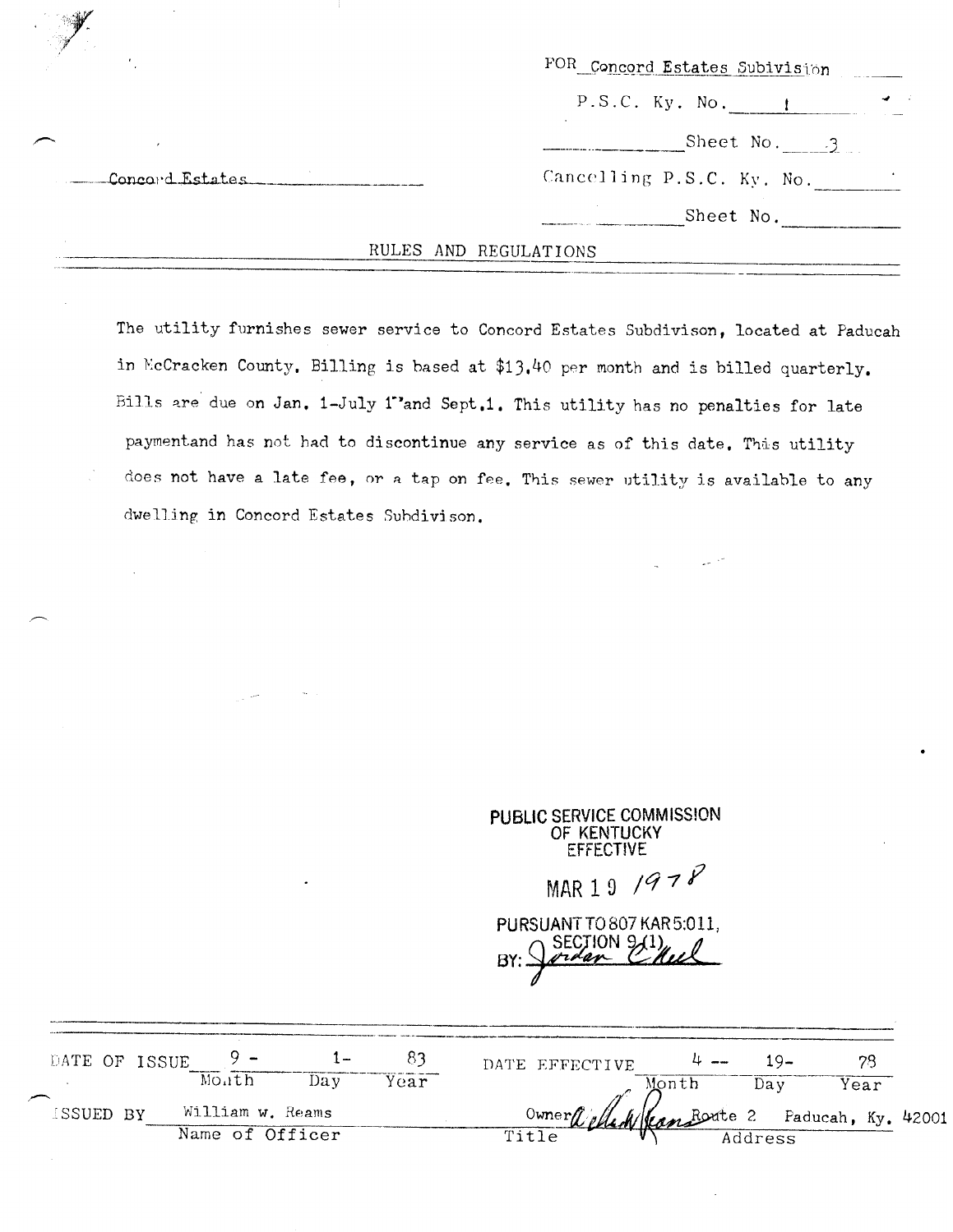FOR Concord Estates Subivision

P.S.C. Ky. No. 1

Sheet No. 3

Concord Estates

Cancelling P.S.C. Ky. No.

Sheet No.

## RULES AND REGULATIONS

The utility furnishes sewer service to Concord Estates Subdivison, located at Paducah in McCracken County. Billing is based at $13.40 per month and is billed quarterly. Bills are due on Jan. 1-July 1 and Sept.1. This utility has no penalties for late paymentand has not had to discontinue any service as of this date. This utility does not have a late fee, or a tap on fee. This sewer utility is available to any dwelling in Concord Estates Subdivison.

PUBLIC SERVICE COMMISSION
OF KENTUCKY
EFFECTIVE

MAR 19 1978

PURSUANT TO 807 KAR 5:011,
SECTION 9(1)
BY: Jordan C. Neel

| DATE OF ISSUE | 9 - | 1- | 83 | DATE EFFECTIVE | 4 -- | 19- | 78 |
|---|---|---|---|---|---|---|---|
| | Month | Day | Year | | Month | Day | Year |

ISSUED BY William w. Reams (Name of Officer) — Owner (Title) — Route 2 Paducah, Ky. 42001 (Address)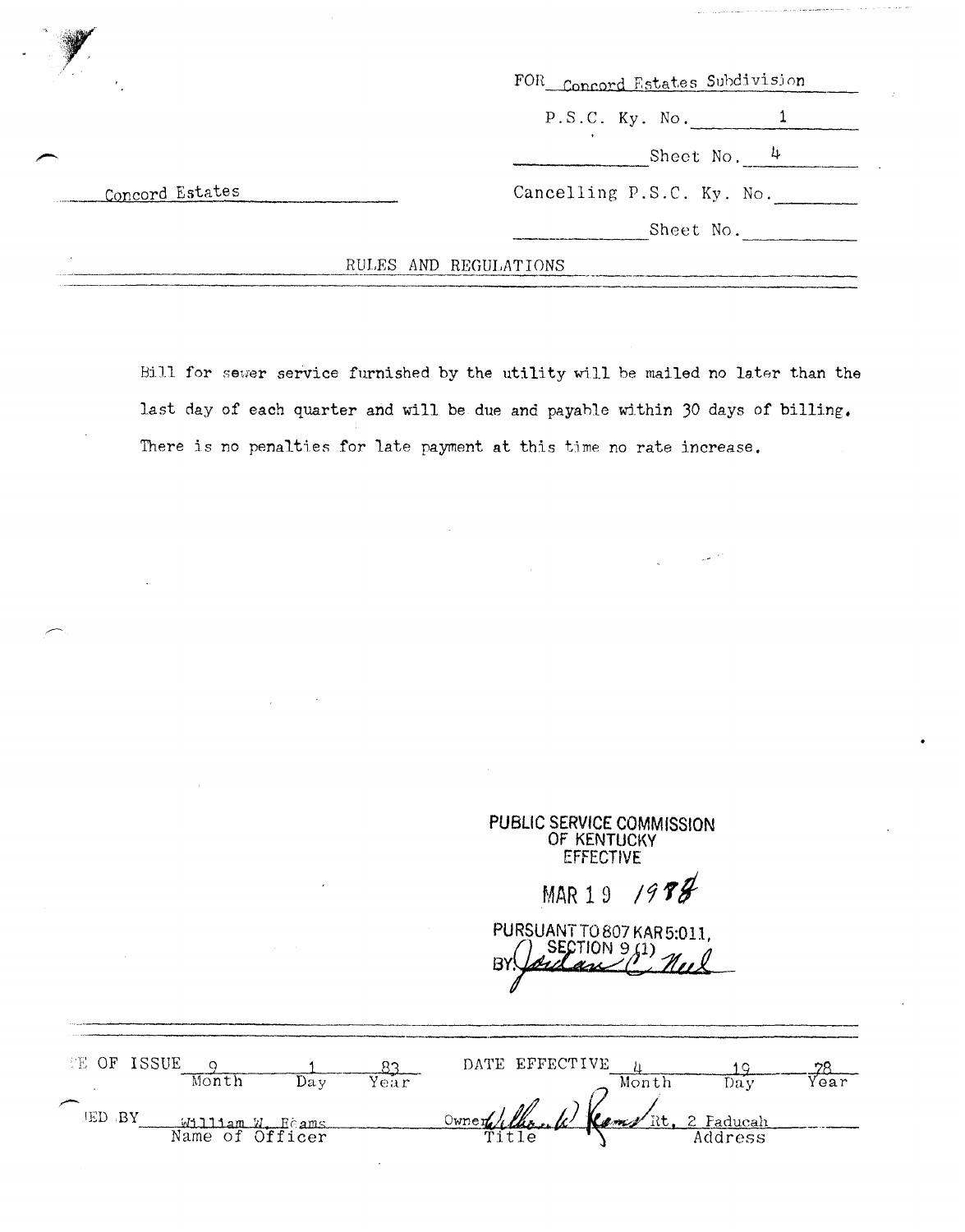FOR Concord Estates Subdivision

P.S.C. Ky. No. 1

Sheet No. 4

Concord Estates

Cancelling P.S.C. Ky. No.

Sheet No.

RULES AND REGULATIONS

Bill for sewer service furnished by the utility will be mailed no later than the last day of each quarter and will be due and payable within 30 days of billing. There is no penalties for late payment at this time no rate increase.

PUBLIC SERVICE COMMISSION
OF KENTUCKY
EFFECTIVE

MAR 19 1988

PURSUANT TO 807 KAR 5:011,
SECTION 9 (1)
BY: Jordan C. Neel

| E OF ISSUE | 9 | 1 | 83 | DATE EFFECTIVE | 4 | 19 | 78 |
|---|---|---|---|---|---|---|---|
| | Month | Day | Year | | Month | Day | Year |

IED BY William W. Reams — Owner — Rt. 2 Paducah

Name of Officer — Title — Address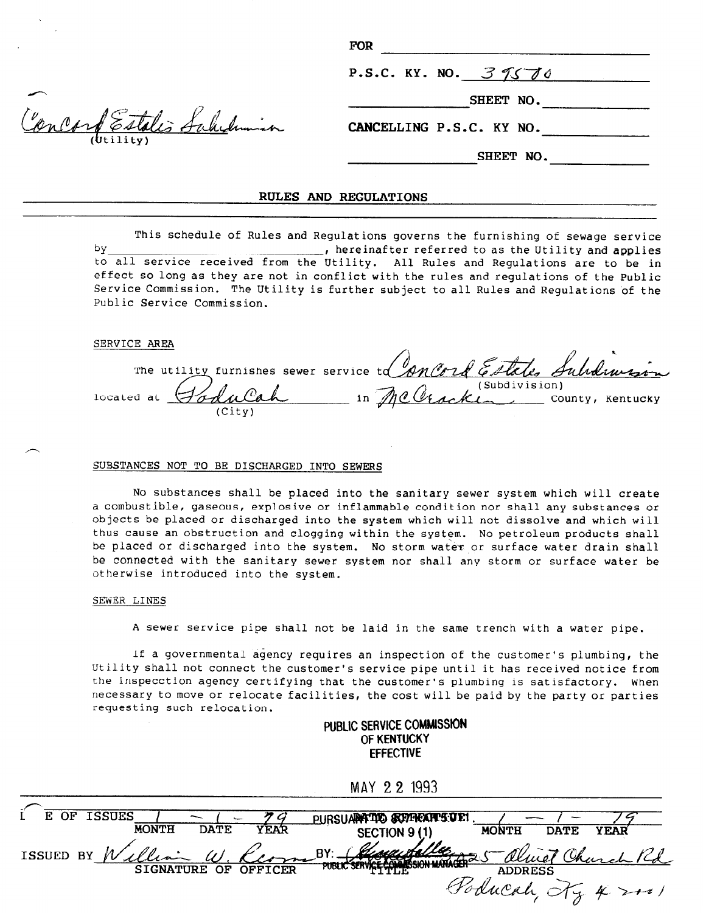Concord Estates Subdivision
(Utility)

FOR ______

P.S.C. KY. NO. 39570

SHEET NO. ______

CANCELLING P.S.C. KY NO. ______

SHEET NO. ______

## RULES AND REGULATIONS

This schedule of Rules and Regulations governs the furnishing of sewage service by ______, hereinafter referred to as the Utility and applies to all service received from the Utility. All Rules and Regulations are to be in effect so long as they are not in conflict with the rules and regulations of the Public Service Commission. The Utility is further subject to all Rules and Regulations of the Public Service Commission.

### SERVICE AREA

The utility furnishes sewer service to Concord Estates Subdivision (Subdivision) located at Paducah (City) in McCracken County, Kentucky

### SUBSTANCES NOT TO BE DISCHARGED INTO SEWERS

No substances shall be placed into the sanitary sewer system which will create a combustible, gaseous, explosive or inflammable condition nor shall any substances or objects be placed or discharged into the system which will not dissolve and which will thus cause an obstruction and clogging within the system. No petroleum products shall be placed or discharged into the system. No storm water or surface water drain shall be connected with the sanitary sewer system nor shall any storm or surface water be otherwise introduced into the system.

### SEWER LINES

A sewer service pipe shall not be laid in the same trench with a water pipe.

If a governmental agency requires an inspection of the customer's plumbing, the Utility shall not connect the customer's service pipe until it has received notice from the inspecction agency certifying that the customer's plumbing is satisfactory. When necessary to move or relocate facilities, the cost will be paid by the party or parties requesting such relocation.

PUBLIC SERVICE COMMISSION
OF KENTUCKY
EFFECTIVE

MAY 22 1993

DATE OF ISSUE 1 - 1 - 79 (MONTH DATE YEAR) PURSUANT TO 807 KAR 5:011, SECTION 9 (1) DATE EFFECTIVE 1 - 1 - 79 (MONTH DATE YEAR)

ISSUED BY William W. Reams (SIGNATURE OF OFFICER) BY: PUBLIC SERVICE COMMISSION MANAGER (TITLE) 25 Olivet Church Rd, Paducah, Ky 42001 (ADDRESS)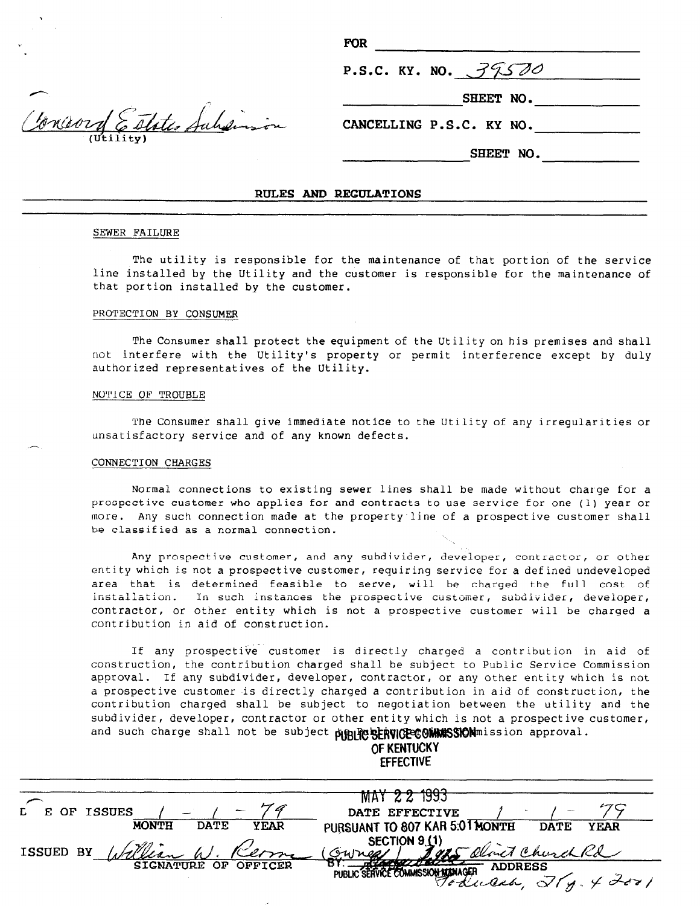Concord Estates Subdivision
(Utility)

FOR

P.S.C. KY. NO. 39580

SHEET NO.

CANCELLING P.S.C. KY NO.

SHEET NO.

## RULES AND REGULATIONS

### SEWER FAILURE

The utility is responsible for the maintenance of that portion of the service line installed by the Utility and the customer is responsible for the maintenance of that portion installed by the customer.

### PROTECTION BY CONSUMER

The Consumer shall protect the equipment of the Utility on his premises and shall not interfere with the Utility's property or permit interference except by duly authorized representatives of the Utility.

### NOTICE OF TROUBLE

The Consumer shall give immediate notice to the Utility of any irregularities or unsatisfactory service and of any known defects.

### CONNECTION CHARGES

Normal connections to existing sewer lines shall be made without charge for a prospective customer who applies for and contracts to use service for one (1) year or more. Any such connection made at the property line of a prospective customer shall be classified as a normal connection.

Any prospective customer, and any subdivider, developer, contractor, or other entity which is not a prospective customer, requiring service for a defined undeveloped area that is determined feasible to serve, will be charged the full cost of installation. In such instances the prospective customer, subdivider, developer, contractor, or other entity which is not a prospective customer will be charged a contribution in aid of construction.

If any prospective customer is directly charged a contribution in aid of construction, the contribution charged shall be subject to Public Service Commission approval. If any subdivider, developer, contractor, or any other entity which is not a prospective customer is directly charged a contribution in aid of construction, the contribution charged shall be subject to negotiation between the utility and the subdivider, developer, contractor or other entity which is not a prospective customer, and such charge shall not be subject to Public Service Commission approval.

PUBLIC SERVICE COMMISSION
OF KENTUCKY
EFFECTIVE
MAY 22 1993
PURSUANT TO 807 KAR 5:011
SECTION 9 (1)
BY: PUBLIC SERVICE COMMISSION MANAGER

DATE OF ISSUES 1 - 1 - 79 (MONTH DATE YEAR)

DATE EFFECTIVE 1 - 1 - 79 (MONTH DATE YEAR)

ISSUED BY William W. Perm (SIGNATURE OF OFFICER) (Owner) 5485 Olivet Church Rd (ADDRESS) Paducah, Ky. 42001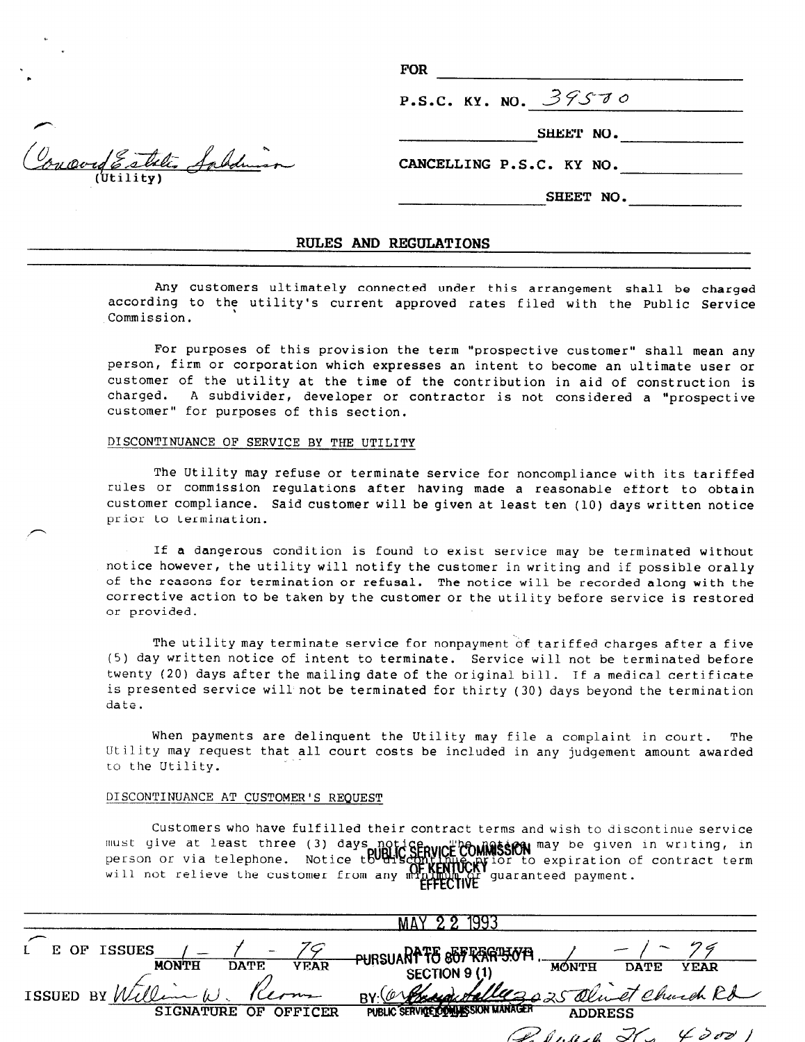FOR

P.S.C. KY. NO. 39570

SHEET NO.

Concord Estates Subdivision
(Utility)

CANCELLING P.S.C. KY NO.

SHEET NO.

## RULES AND REGULATIONS

Any customers ultimately connected under this arrangement shall be charged according to the utility's current approved rates filed with the Public Service Commission.

For purposes of this provision the term "prospective customer" shall mean any person, firm or corporation which expresses an intent to become an ultimate user or customer of the utility at the time of the contribution in aid of construction is charged. A subdivider, developer or contractor is not considered a "prospective customer" for purposes of this section.

DISCONTINUANCE OF SERVICE BY THE UTILITY

The Utility may refuse or terminate service for noncompliance with its tariffed rules or commission regulations after having made a reasonable effort to obtain customer compliance. Said customer will be given at least ten (10) days written notice prior to termination.

If a dangerous condition is found to exist service may be terminated without notice however, the utility will notify the customer in writing and if possible orally of the reasons for termination or refusal. The notice will be recorded along with the corrective action to be taken by the customer or the utility before service is restored or provided.

The utility may terminate service for nonpayment of tariffed charges after a five (5) day written notice of intent to terminate. Service will not be terminated before twenty (20) days after the mailing date of the original bill. If a medical certificate is presented service will not be terminated for thirty (30) days beyond the termination date.

When payments are delinquent the Utility may file a complaint in court. The Utility may request that all court costs be included in any judgement amount awarded to the Utility.

DISCONTINUANCE AT CUSTOMER'S REQUEST

Customers who have fulfilled their contract terms and wish to discontinue service must give at least three (3) days notice. The notice may be given in writing, in person or via telephone. Notice to discontinue prior to expiration of contract term will not relieve the customer from any minimum or guaranteed payment.

PUBLIC SERVICE COMMISSION OF KENTUCKY EFFECTIVE

MAY 22 1993

PURSUANT TO 807 KAR 5:011, SECTION 9 (1)

BY: PUBLIC SERVICE COMMISSION MANAGER

DATE OF ISSUE 1 - 1 - 79 (MONTH DATE YEAR) DATE EFFECTIVE 1 - 1 - 79 (MONTH DATE YEAR)

ISSUED BY William W. Rerns (SIGNATURE OF OFFICER) 2025 Olivet Church Rd (ADDRESS) Paducah Ky 42001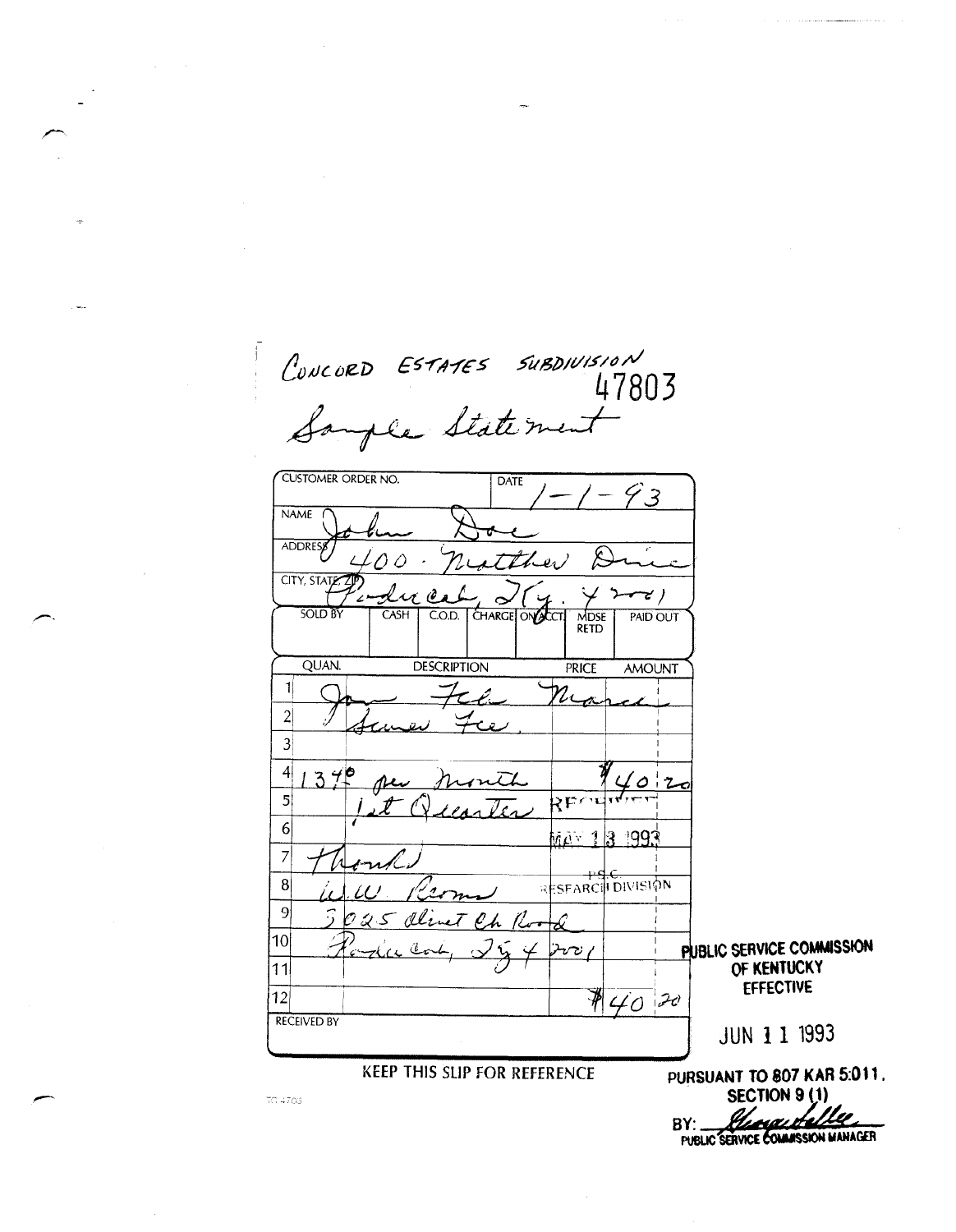CONCORD ESTATES SUBDIVISION

47803

Sample Statement

| CUSTOMER ORDER NO. | | DATE 1-1-93 | | | |
|---|---|---|---|---|---|
| NAME John Doe | | | | | |
| ADDRESS 400 · Matthew Drive | | | | | |
| CITY, STATE, ZIP Paducah, Ky. 42001 | | | | | |
| SOLD BY | CASH | C.O.D. | CHARGE | ON ACCT. | MDSE RETD | PAID OUT |

| | QUAN. | DESCRIPTION | PRICE | AMOUNT |
|---|---|---|---|---|
| 1 | Jan - Feb - March | | | |
| 2 | Sewer Fee. | | | |
| 3 | | | | |
| 4 | 13.40 per month | | | $40.20 |
| 5 | 1st Quarter | | | |
| 6 | | | | |
| 7 | Thanks | | | |
| 8 | W.W. Rooms | | | |
| 9 | 5025 Olivet Ch Road | | | |
| 10 | Paducah, Ky 42001 | | | |
| 11 | | | | |
| 12 | | | | $40.20 |

RECEIVED BY

KEEP THIS SLIP FOR REFERENCE

RECEIVED MAY 13 1993 P.S.C. RESEARCH DIVISION

PUBLIC SERVICE COMMISSION OF KENTUCKY EFFECTIVE

JUN 11 1993

PURSUANT TO 807 KAR 5:011, SECTION 9 (1)

BY: George Hallee

PUBLIC SERVICE COMMISSION MANAGER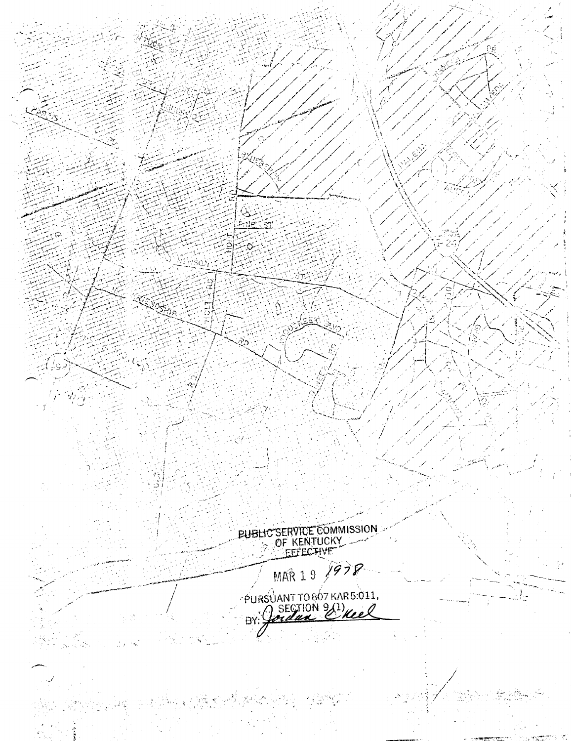PUBLIC SERVICE COMMISSION
OF KENTUCKY
EFFECTIVE

MAR 19 1978

PURSUANT TO 807 KAR 5:011,
SECTION 9 (1)
BY: Jordan C Neel